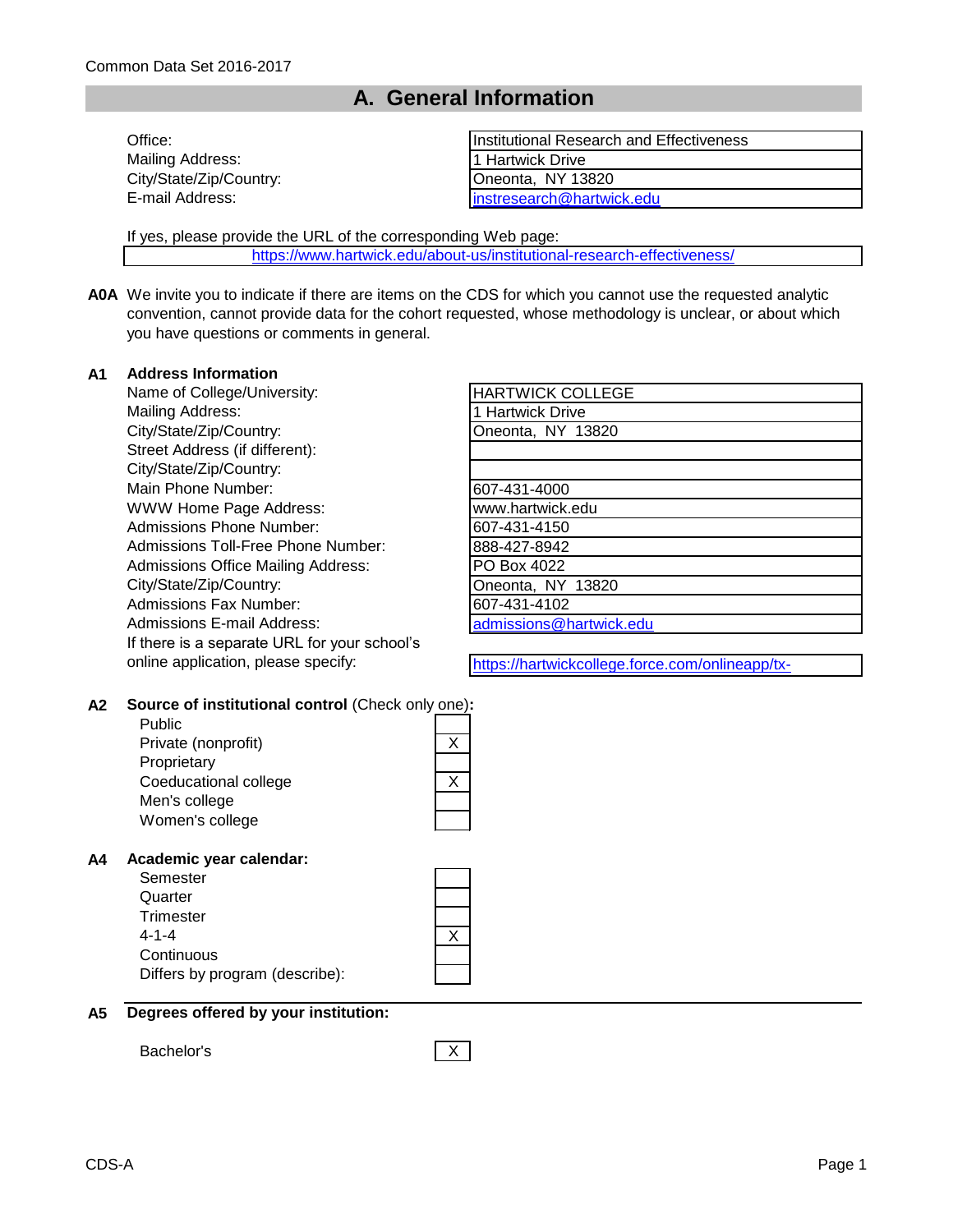Common Data Set 2016-2017

# A. General Information

| | |
|---|---|
| Office: | Institutional Research and Effectiveness |
| Mailing Address: | 1 Hartwick Drive |
| City/State/Zip/Country: | Oneonta, NY 13820 |
| E-mail Address: | instresearch@hartwick.edu |

If yes, please provide the URL of the corresponding Web page:

https://www.hartwick.edu/about-us/institutional-research-effectiveness/

**A0A** We invite you to indicate if there are items on the CDS for which you cannot use the requested analytic convention, cannot provide data for the cohort requested, whose methodology is unclear, or about which you have questions or comments in general.

**A1 Address Information**

| | |
|---|---|
| Name of College/University: | HARTWICK COLLEGE |
| Mailing Address: | 1 Hartwick Drive |
| City/State/Zip/Country: | Oneonta, NY 13820 |
| Street Address (if different): | |
| City/State/Zip/Country: | |
| Main Phone Number: | 607-431-4000 |
| WWW Home Page Address: | www.hartwick.edu |
| Admissions Phone Number: | 607-431-4150 |
| Admissions Toll-Free Phone Number: | 888-427-8942 |
| Admissions Office Mailing Address: | PO Box 4022 |
| City/State/Zip/Country: | Oneonta, NY 13820 |
| Admissions Fax Number: | 607-431-4102 |
| Admissions E-mail Address: | admissions@hartwick.edu |
| If there is a separate URL for your school's online application, please specify: | https://hartwickcollege.force.com/onlineapp/tx- |

**A2 Source of institutional control** (Check only one)**:**

| | |
|---|---|
| Public | |
| Private (nonprofit) | X |
| Proprietary | |
| Coeducational college | X |
| Men's college | |
| Women's college | |

**A4 Academic year calendar:**

| | |
|---|---|
| Semester | |
| Quarter | |
| Trimester | |
| 4-1-4 | X |
| Continuous | |
| Differs by program (describe): | |

**A5 Degrees offered by your institution:**

| | |
|---|---|
| Bachelor's | X |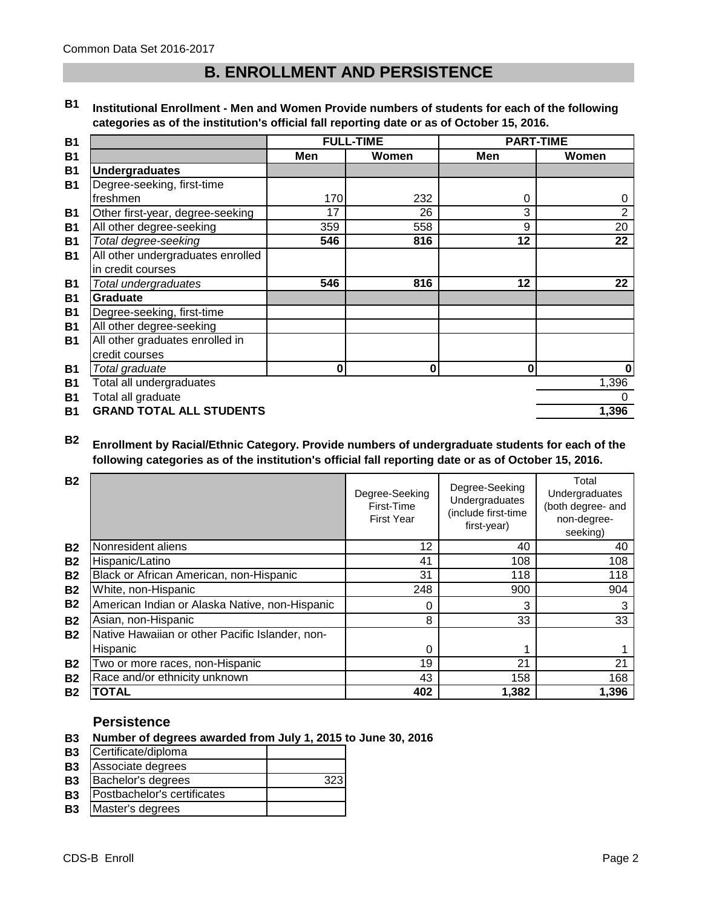Common Data Set 2016-2017

# B. ENROLLMENT AND PERSISTENCE

**B1 Institutional Enrollment - Men and Women Provide numbers of students for each of the following categories as of the institution's official fall reporting date or as of October 15, 2016.**

| | FULL-TIME | | PART-TIME | |
|---|---|---|---|---|
| | **Men** | **Women** | **Men** | **Women** |
| **Undergraduates** | | | | |
| Degree-seeking, first-time freshmen | 170 | 232 | 0 | 0 |
| Other first-year, degree-seeking | 17 | 26 | 3 | 2 |
| All other degree-seeking | 359 | 558 | 9 | 20 |
| *Total degree-seeking* | **546** | **816** | **12** | **22** |
| All other undergraduates enrolled in credit courses | | | | |
| *Total undergraduates* | **546** | **816** | **12** | **22** |
| **Graduate** | | | | |
| Degree-seeking, first-time | | | | |
| All other degree-seeking | | | | |
| All other graduates enrolled in credit courses | | | | |
| *Total graduate* | **0** | **0** | **0** | **0** |
| Total all undergraduates | | | | 1,396 |
| Total all graduate | | | | 0 |
| **GRAND TOTAL ALL STUDENTS** | | | | **1,396** |

**B2 Enrollment by Racial/Ethnic Category. Provide numbers of undergraduate students for each of the following categories as of the institution's official fall reporting date or as of October 15, 2016.**

| | Degree-Seeking First-Time First Year | Degree-Seeking Undergraduates (include first-time first-year) | Total Undergraduates (both degree- and non-degree-seeking) |
|---|---|---|---|
| Nonresident aliens | 12 | 40 | 40 |
| Hispanic/Latino | 41 | 108 | 108 |
| Black or African American, non-Hispanic | 31 | 118 | 118 |
| White, non-Hispanic | 248 | 900 | 904 |
| American Indian or Alaska Native, non-Hispanic | 0 | 3 | 3 |
| Asian, non-Hispanic | 8 | 33 | 33 |
| Native Hawaiian or other Pacific Islander, non-Hispanic | 0 | 1 | 1 |
| Two or more races, non-Hispanic | 19 | 21 | 21 |
| Race and/or ethnicity unknown | 43 | 158 | 168 |
| **TOTAL** | **402** | **1,382** | **1,396** |

## Persistence

**B3 Number of degrees awarded from July 1, 2015 to June 30, 2016**

| | |
|---|---|
| Certificate/diploma | |
| Associate degrees | |
| Bachelor's degrees | 323 |
| Postbachelor's certificates | |
| Master's degrees | |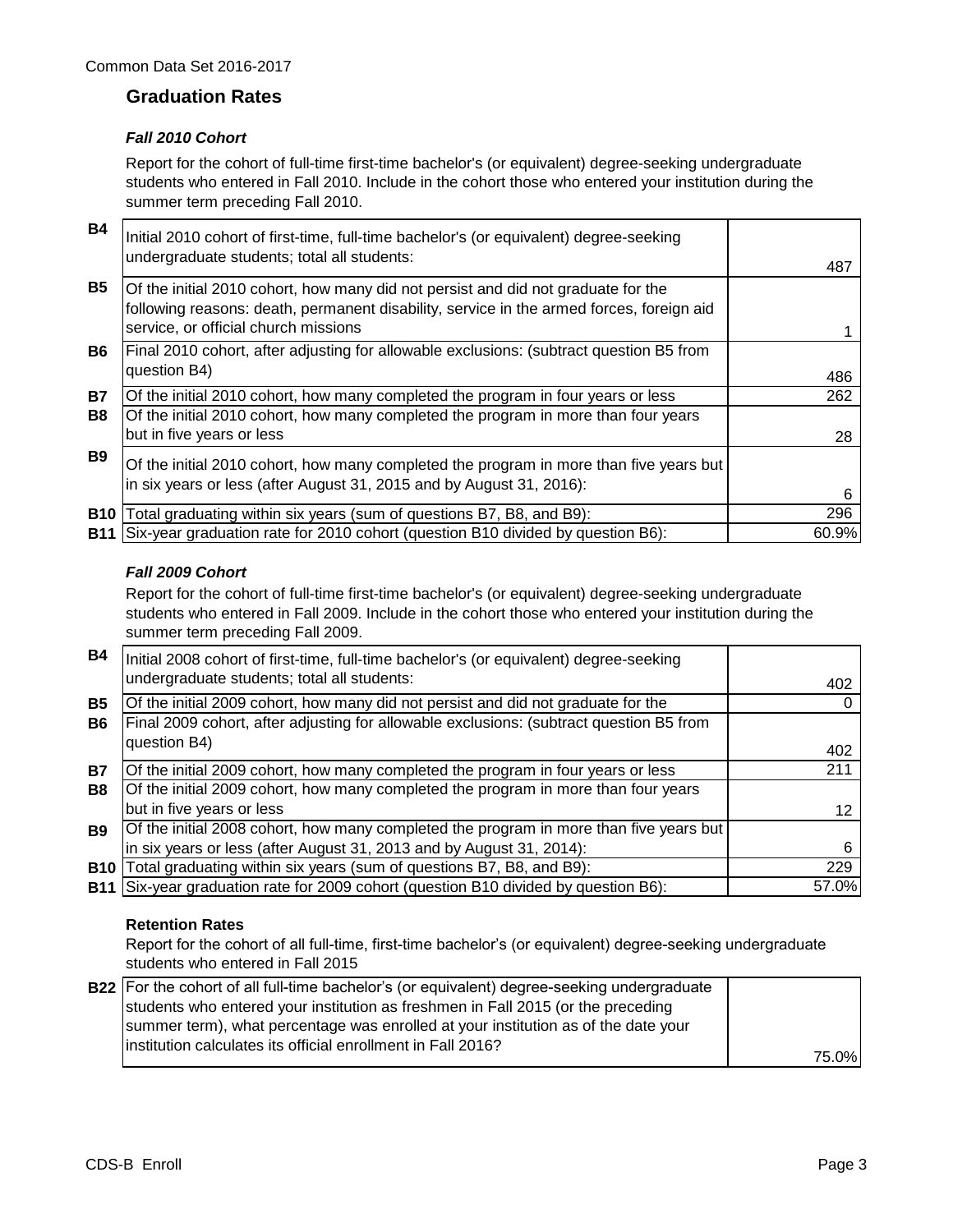## Graduation Rates

### *Fall 2010 Cohort*

Report for the cohort of full-time first-time bachelor's (or equivalent) degree-seeking undergraduate students who entered in Fall 2010. Include in the cohort those who entered your institution during the summer term preceding Fall 2010.

| | | |
|---|---|---|
| **B4** | Initial 2010 cohort of first-time, full-time bachelor's (or equivalent) degree-seeking undergraduate students; total all students: | 487 |
| **B5** | Of the initial 2010 cohort, how many did not persist and did not graduate for the following reasons: death, permanent disability, service in the armed forces, foreign aid service, or official church missions | 1 |
| **B6** | Final 2010 cohort, after adjusting for allowable exclusions: (subtract question B5 from question B4) | 486 |
| **B7** | Of the initial 2010 cohort, how many completed the program in four years or less | 262 |
| **B8** | Of the initial 2010 cohort, how many completed the program in more than four years but in five years or less | 28 |
| **B9** | Of the initial 2010 cohort, how many completed the program in more than five years but in six years or less (after August 31, 2015 and by August 31, 2016): | 6 |
| **B10** | Total graduating within six years (sum of questions B7, B8, and B9): | 296 |
| **B11** | Six-year graduation rate for 2010 cohort (question B10 divided by question B6): | 60.9% |

### *Fall 2009 Cohort*

Report for the cohort of full-time first-time bachelor's (or equivalent) degree-seeking undergraduate students who entered in Fall 2009. Include in the cohort those who entered your institution during the summer term preceding Fall 2009.

| | | |
|---|---|---|
| **B4** | Initial 2008 cohort of first-time, full-time bachelor's (or equivalent) degree-seeking undergraduate students; total all students: | 402 |
| **B5** | Of the initial 2009 cohort, how many did not persist and did not graduate for the | 0 |
| **B6** | Final 2009 cohort, after adjusting for allowable exclusions: (subtract question B5 from question B4) | 402 |
| **B7** | Of the initial 2009 cohort, how many completed the program in four years or less | 211 |
| **B8** | Of the initial 2009 cohort, how many completed the program in more than four years but in five years or less | 12 |
| **B9** | Of the initial 2008 cohort, how many completed the program in more than five years but in six years or less (after August 31, 2013 and by August 31, 2014): | 6 |
| **B10** | Total graduating within six years (sum of questions B7, B8, and B9): | 229 |
| **B11** | Six-year graduation rate for 2009 cohort (question B10 divided by question B6): | 57.0% |

**Retention Rates**

Report for the cohort of all full-time, first-time bachelor's (or equivalent) degree-seeking undergraduate students who entered in Fall 2015

| | | |
|---|---|---|
| **B22** | For the cohort of all full-time bachelor's (or equivalent) degree-seeking undergraduate students who entered your institution as freshmen in Fall 2015 (or the preceding summer term), what percentage was enrolled at your institution as of the date your institution calculates its official enrollment in Fall 2016? | 75.0% |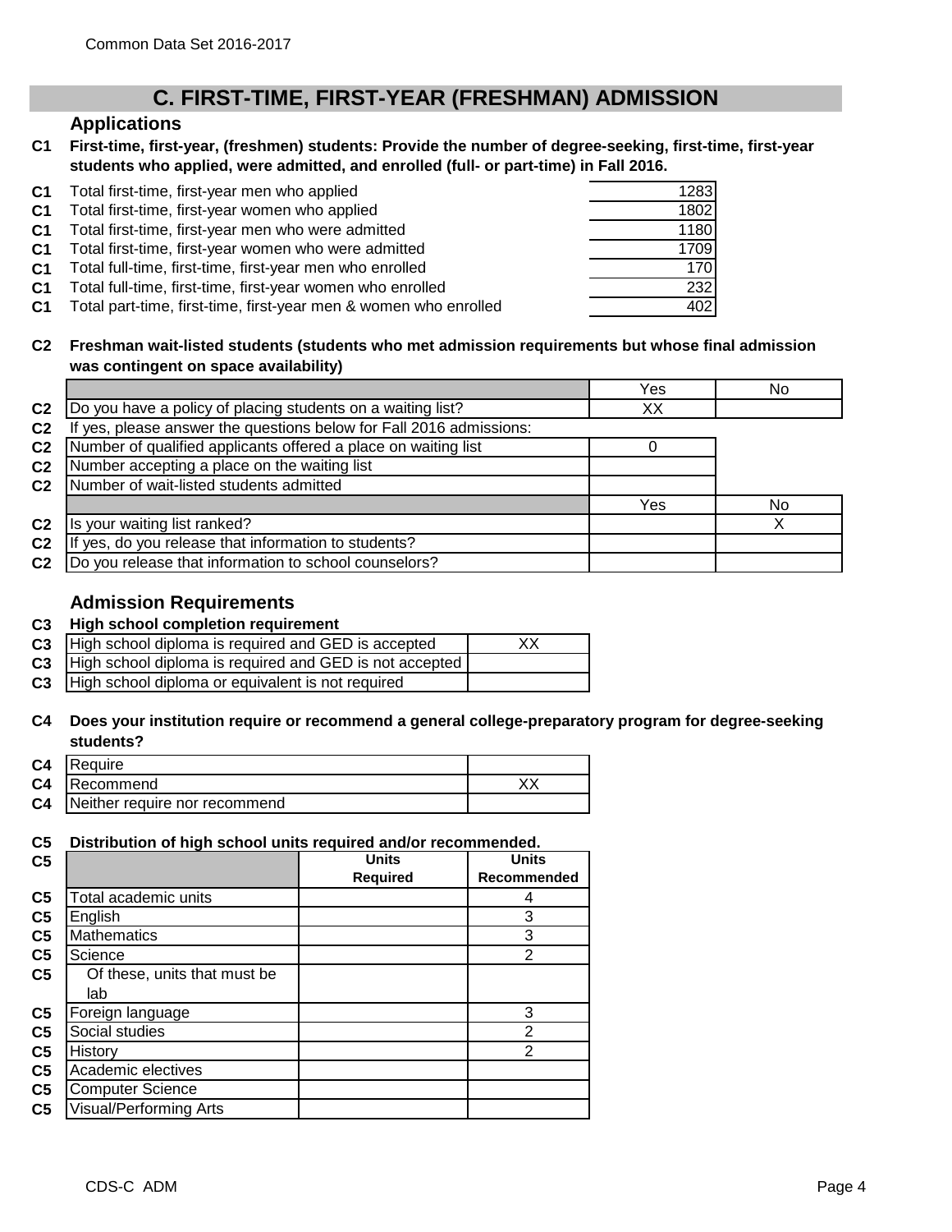# C. FIRST-TIME, FIRST-YEAR (FRESHMAN) ADMISSION

## Applications

**C1 First-time, first-year, (freshmen) students: Provide the number of degree-seeking, first-time, first-year students who applied, were admitted, and enrolled (full- or part-time) in Fall 2016.**

| | | |
|---|---|---|
| C1 | Total first-time, first-year men who applied | 1283 |
| C1 | Total first-time, first-year women who applied | 1802 |
| C1 | Total first-time, first-year men who were admitted | 1180 |
| C1 | Total first-time, first-year women who were admitted | 1709 |
| C1 | Total full-time, first-time, first-year men who enrolled | 170 |
| C1 | Total full-time, first-time, first-year women who enrolled | 232 |
| C1 | Total part-time, first-time, first-year men & women who enrolled | 402 |

**C2 Freshman wait-listed students (students who met admission requirements but whose final admission was contingent on space availability)**

| | | Yes | No |
|---|---|---|---|
| C2 | Do you have a policy of placing students on a waiting list? | XX | |
| C2 | If yes, please answer the questions below for Fall 2016 admissions: | | |
| C2 | Number of qualified applicants offered a place on waiting list | 0 | |
| C2 | Number accepting a place on the waiting list | | |
| C2 | Number of wait-listed students admitted | | |
| | | Yes | No |
| C2 | Is your waiting list ranked? | | X |
| C2 | If yes, do you release that information to students? | | |
| C2 | Do you release that information to school counselors? | | |

## Admission Requirements

**C3 High school completion requirement**

| | | |
|---|---|---|
| C3 | High school diploma is required and GED is accepted | XX |
| C3 | High school diploma is required and GED is not accepted | |
| C3 | High school diploma or equivalent is not required | |

**C4 Does your institution require or recommend a general college-preparatory program for degree-seeking students?**

| | | |
|---|---|---|
| C4 | Require | |
| C4 | Recommend | XX |
| C4 | Neither require nor recommend | |

**C5 Distribution of high school units required and/or recommended.**

| | | Units Required | Units Recommended |
|---|---|---|---|
| C5 | Total academic units | | 4 |
| C5 | English | | 3 |
| C5 | Mathematics | | 3 |
| C5 | Science | | 2 |
| C5 | Of these, units that must be lab | | |
| C5 | Foreign language | | 3 |
| C5 | Social studies | | 2 |
| C5 | History | | 2 |
| C5 | Academic electives | | |
| C5 | Computer Science | | |
| C5 | Visual/Performing Arts | | |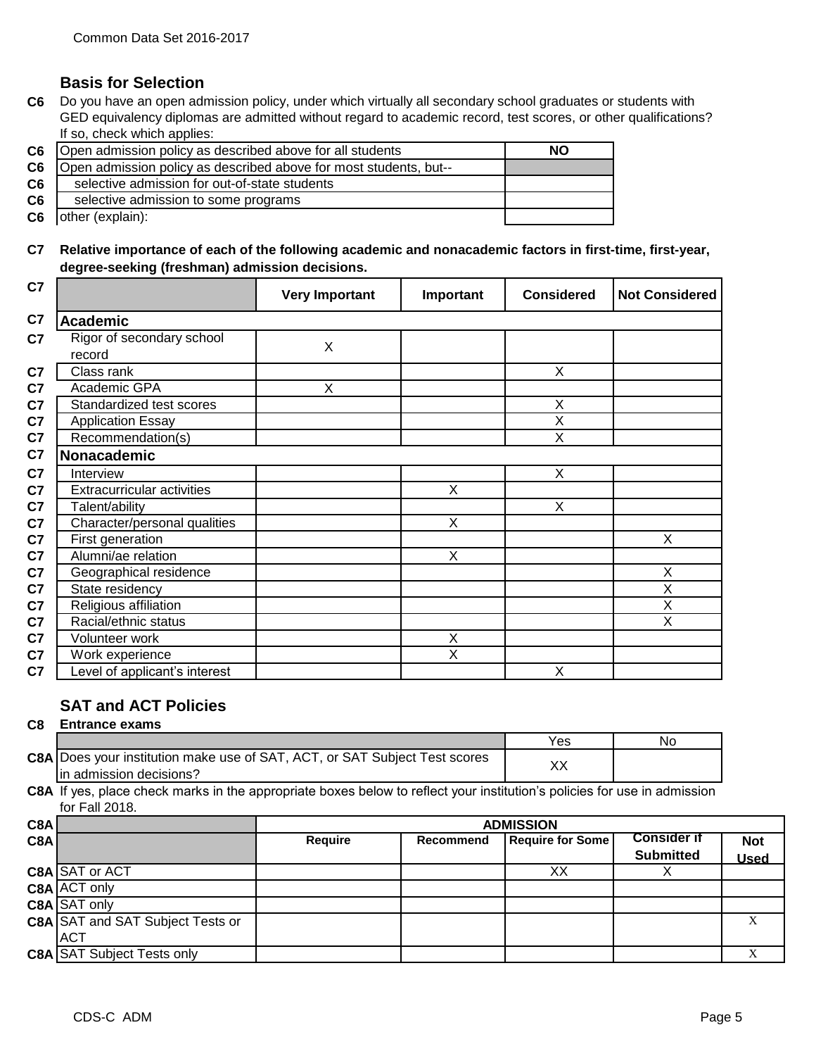## Basis for Selection

**C6** Do you have an open admission policy, under which virtually all secondary school graduates or students with GED equivalency diplomas are admitted without regard to academic record, test scores, or other qualifications? If so, check which applies:

| | | |
|---|---|---|
| C6 | Open admission policy as described above for all students | NO |
| C6 | Open admission policy as described above for most students, but-- | |
| C6 | selective admission for out-of-state students | |
| C6 | selective admission to some programs | |
| C6 | other (explain): | |

**C7 Relative importance of each of the following academic and nonacademic factors in first-time, first-year, degree-seeking (freshman) admission decisions.**

| | | Very Important | Important | Considered | Not Considered |
|---|---|---|---|---|---|
| C7 | **Academic** | | | | |
| C7 | Rigor of secondary school record | X | | | |
| C7 | Class rank | | | X | |
| C7 | Academic GPA | X | | | |
| C7 | Standardized test scores | | | X | |
| C7 | Application Essay | | | X | |
| C7 | Recommendation(s) | | | X | |
| C7 | **Nonacademic** | | | | |
| C7 | Interview | | | X | |
| C7 | Extracurricular activities | | X | | |
| C7 | Talent/ability | | | X | |
| C7 | Character/personal qualities | | X | | |
| C7 | First generation | | | | X |
| C7 | Alumni/ae relation | | X | | |
| C7 | Geographical residence | | | | X |
| C7 | State residency | | | | X |
| C7 | Religious affiliation | | | | X |
| C7 | Racial/ethnic status | | | | X |
| C7 | Volunteer work | | X | | |
| C7 | Work experience | | X | | |
| C7 | Level of applicant's interest | | | X | |

## SAT and ACT Policies

**C8 Entrance exams**

| | | Yes | No |
|---|---|---|---|
| C8A | Does your institution make use of SAT, ACT, or SAT Subject Test scores in admission decisions? | XX | |

**C8A** If yes, please check marks in the appropriate boxes below to reflect your institution's policies for use in admission for Fall 2018.

| | | ADMISSION | | | | |
|---|---|---|---|---|---|---|
| C8A | | Require | Recommend | Require for Some | Consider if Submitted | Not Used |
| C8A | SAT or ACT | | | XX | X | |
| C8A | ACT only | | | | | |
| C8A | SAT only | | | | | |
| C8A | SAT and SAT Subject Tests or ACT | | | | | X |
| C8A | SAT Subject Tests only | | | | | X |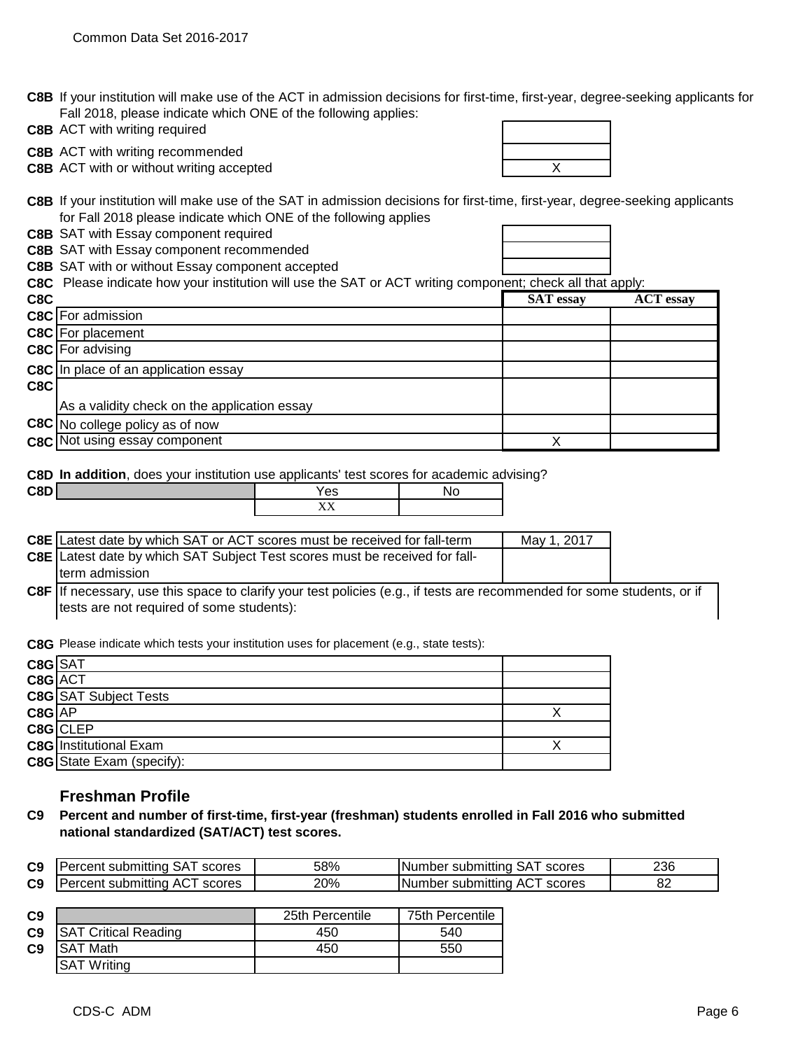**C8B** If your institution will make use of the ACT in admission decisions for first-time, first-year, degree-seeking applicants for Fall 2018, please indicate which ONE of the following applies:

| | | |
|---|---|---|
| C8B | ACT with writing required | |
| C8B | ACT with writing recommended | |
| C8B | ACT with or without writing accepted | X |

**C8B** If your institution will make use of the SAT in admission decisions for first-time, first-year, degree-seeking applicants for Fall 2018 please indicate which ONE of the following applies

| | | |
|---|---|---|
| C8B | SAT with Essay component required | |
| C8B | SAT with Essay component recommended | |
| C8B | SAT with or without Essay component accepted | |

**C8C** Please indicate how your institution will use the SAT or ACT writing component; check all that apply:

| C8C | | SAT essay | ACT essay |
|---|---|---|---|
| C8C | For admission | | |
| C8C | For placement | | |
| C8C | For advising | | |
| C8C | In place of an application essay | | |
| C8C | As a validity check on the application essay | | |
| C8C | No college policy as of now | | |
| C8C | Not using essay component | X | |

**C8D** **In addition**, does your institution use applicants' test scores for academic advising?

| C8D | Yes | No |
|---|---|---|
| | XX | |

| | | |
|---|---|---|
| C8E | Latest date by which SAT or ACT scores must be received for fall-term | May 1, 2017 |
| C8E | Latest date by which SAT Subject Test scores must be received for fall-term admission | |

**C8F** If necessary, use this space to clarify your test policies (e.g., if tests are recommended for some students, or if tests are not required of some students):

**C8G** Please indicate which tests your institution uses for placement (e.g., state tests):

| | | |
|---|---|---|
| C8G | SAT | |
| C8G | ACT | |
| C8G | SAT Subject Tests | |
| C8G | AP | X |
| C8G | CLEP | |
| C8G | Institutional Exam | X |
| C8G | State Exam (specify): | |

### Freshman Profile

**C9** **Percent and number of first-time, first-year (freshman) students enrolled in Fall 2016 who submitted national standardized (SAT/ACT) test scores.**

| | | | | |
|---|---|---|---|---|
| C9 | Percent submitting SAT scores | 58% | Number submitting SAT scores | 236 |
| C9 | Percent submitting ACT scores | 20% | Number submitting ACT scores | 82 |

| C9 | | 25th Percentile | 75th Percentile |
|---|---|---|---|
| C9 | SAT Critical Reading | 450 | 540 |
| C9 | SAT Math | 450 | 550 |
| | SAT Writing | | |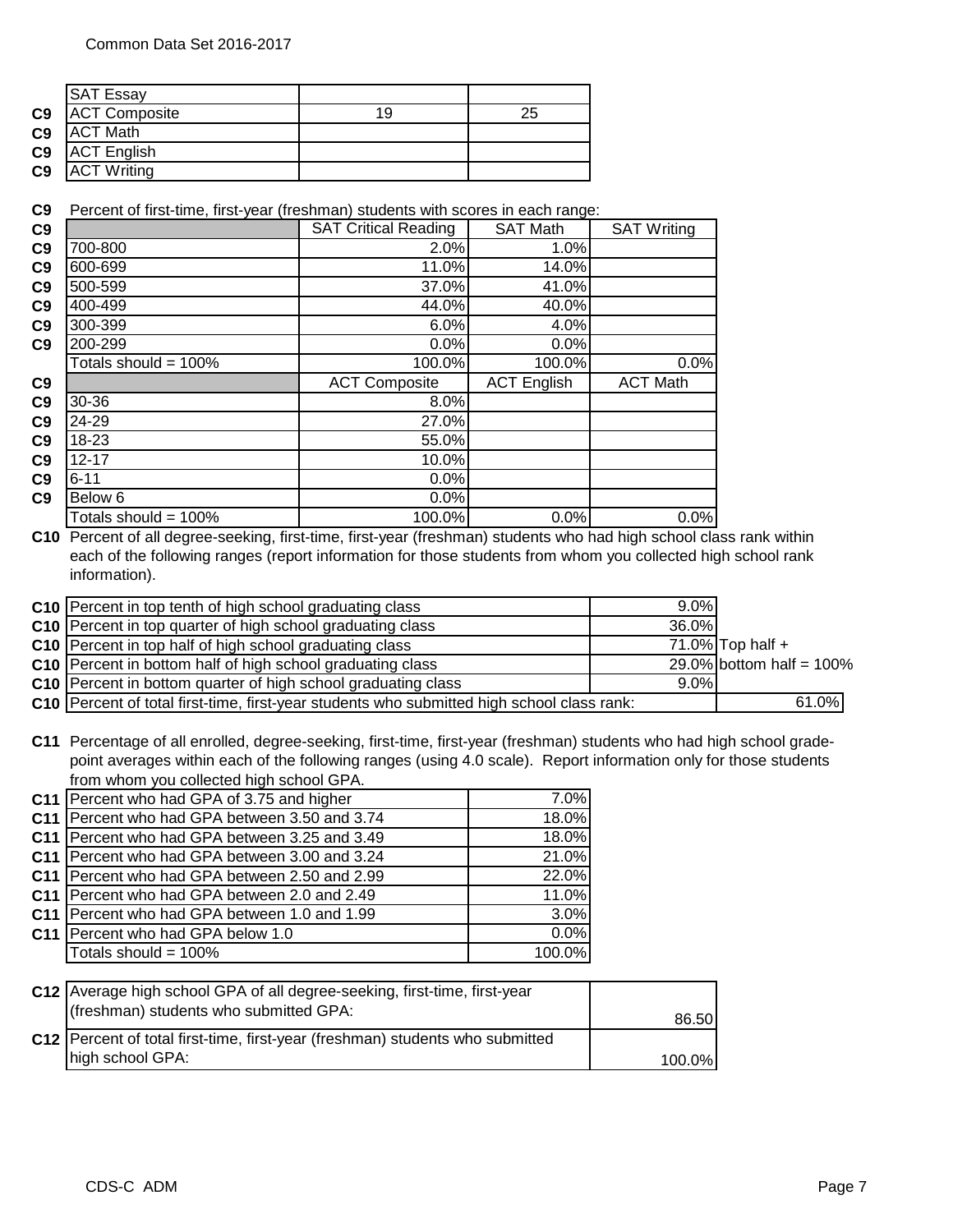| | | | |
|---|---|---|---|
| | SAT Essay | | |
| C9 | ACT Composite | 19 | 25 |
| C9 | ACT Math | | |
| C9 | ACT English | | |
| C9 | ACT Writing | | |

**C9** Percent of first-time, first-year (freshman) students with scores in each range:

| | | SAT Critical Reading | SAT Math | SAT Writing |
|---|---|---|---|---|
| C9 | 700-800 | 2.0% | 1.0% | |
| C9 | 600-699 | 11.0% | 14.0% | |
| C9 | 500-599 | 37.0% | 41.0% | |
| C9 | 400-499 | 44.0% | 40.0% | |
| C9 | 300-399 | 6.0% | 4.0% | |
| C9 | 200-299 | 0.0% | 0.0% | |
| | Totals should = 100% | 100.0% | 100.0% | 0.0% |

| | | ACT Composite | ACT English | ACT Math |
|---|---|---|---|---|
| C9 | 30-36 | 8.0% | | |
| C9 | 24-29 | 27.0% | | |
| C9 | 18-23 | 55.0% | | |
| C9 | 12-17 | 10.0% | | |
| C9 | 6-11 | 0.0% | | |
| C9 | Below 6 | 0.0% | | |
| | Totals should = 100% | 100.0% | 0.0% | 0.0% |

**C10** Percent of all degree-seeking, first-time, first-year (freshman) students who had high school class rank within each of the following ranges (report information for those students from whom you collected high school rank information).

| | | | |
|---|---|---|---|
| C10 | Percent in top tenth of high school graduating class | 9.0% | |
| C10 | Percent in top quarter of high school graduating class | 36.0% | |
| C10 | Percent in top half of high school graduating class | 71.0% | Top half + |
| C10 | Percent in bottom half of high school graduating class | 29.0% | bottom half = 100% |
| C10 | Percent in bottom quarter of high school graduating class | 9.0% | |
| C10 | Percent of total first-time, first-year students who submitted high school class rank: | | 61.0% |

**C11** Percentage of all enrolled, degree-seeking, first-time, first-year (freshman) students who had high school grade-point averages within each of the following ranges (using 4.0 scale). Report information only for those students from whom you collected high school GPA.

| | | |
|---|---|---|
| C11 | Percent who had GPA of 3.75 and higher | 7.0% |
| C11 | Percent who had GPA between 3.50 and 3.74 | 18.0% |
| C11 | Percent who had GPA between 3.25 and 3.49 | 18.0% |
| C11 | Percent who had GPA between 3.00 and 3.24 | 21.0% |
| C11 | Percent who had GPA between 2.50 and 2.99 | 22.0% |
| C11 | Percent who had GPA between 2.0 and 2.49 | 11.0% |
| C11 | Percent who had GPA between 1.0 and 1.99 | 3.0% |
| C11 | Percent who had GPA below 1.0 | 0.0% |
| | Totals should = 100% | 100.0% |

| | | |
|---|---|---|
| C12 | Average high school GPA of all degree-seeking, first-time, first-year (freshman) students who submitted GPA: | 86.50 |
| C12 | Percent of total first-time, first-year (freshman) students who submitted high school GPA: | 100.0% |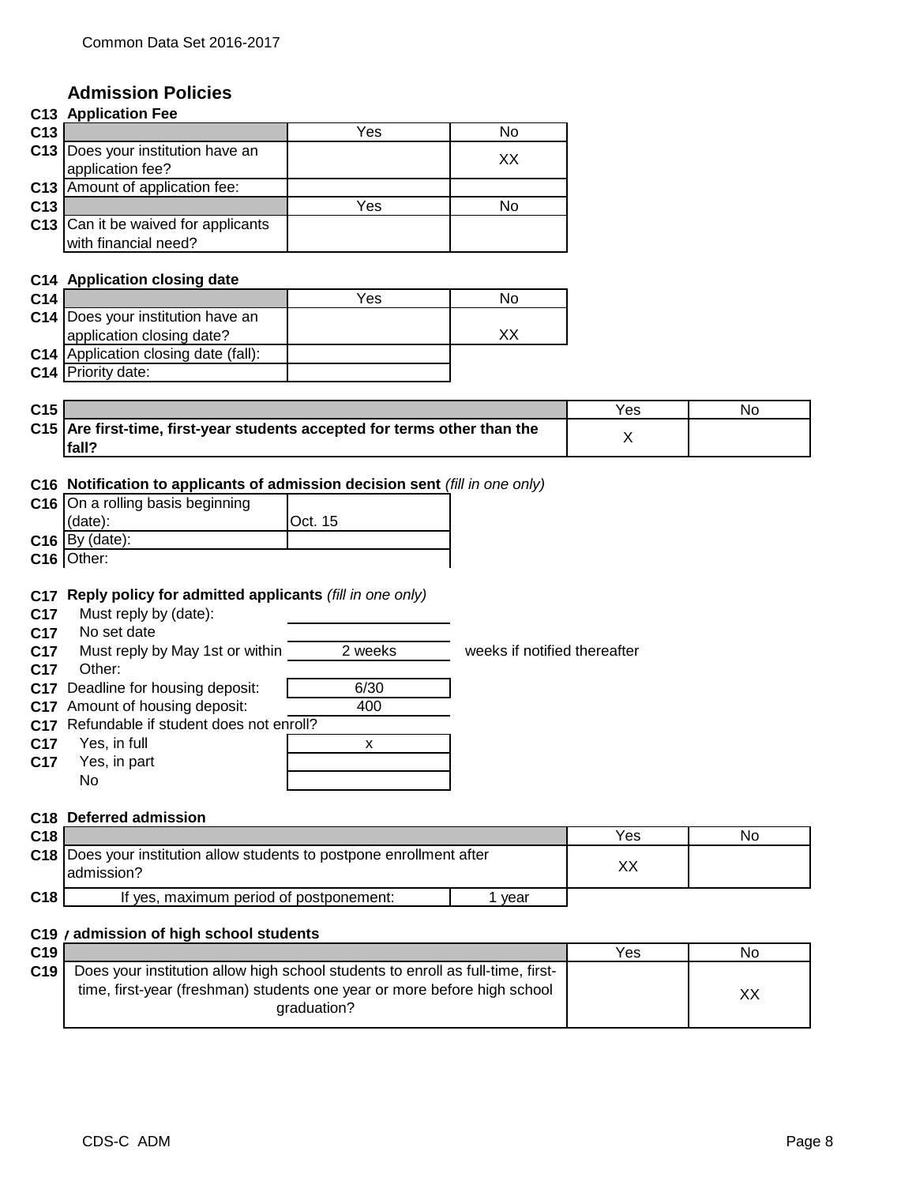Common Data Set 2016-2017

## Admission Policies

### C13 Application Fee

| C13 | | Yes | No |
|---|---|---|---|
| C13 | Does your institution have an application fee? | | XX |
| C13 | Amount of application fee: | | |

| C13 | | Yes | No |
|---|---|---|---|
| C13 | Can it be waived for applicants with financial need? | | |

### C14 Application closing date

| C14 | | Yes | No |
|---|---|---|---|
| C14 | Does your institution have an application closing date? | | XX |
| C14 | Application closing date (fall): | | |
| C14 | Priority date: | | |

| C15 | | Yes | No |
|---|---|---|---|
| C15 | **Are first-time, first-year students accepted for terms other than the fall?** | X | |

### C16 Notification to applicants of admission decision sent *(fill in one only)*

| C16 | | |
|---|---|---|
| C16 | On a rolling basis beginning (date): | Oct. 15 |
| C16 | By (date): | |
| C16 | Other: | |

### C17 Reply policy for admitted applicants *(fill in one only)*

| C17 | | | |
|---|---|---|---|
| C17 | Must reply by (date): | | |
| C17 | No set date | | |
| C17 | Must reply by May 1st or within | 2 weeks | weeks if notified thereafter |
| C17 | Other: | | |
| C17 | Deadline for housing deposit: | 6/30 | |
| C17 | Amount of housing deposit: | 400 | |
| C17 | Refundable if student does not enroll? | | |
| C17 | Yes, in full | x | |
| C17 | Yes, in part | | |
| | No | | |

### C18 Deferred admission

| C18 | | Yes | No |
|---|---|---|---|
| C18 | Does your institution allow students to postpone enrollment after admission? | XX | |
| C18 | If yes, maximum period of postponement: | 1 year | |

### C19 Early admission of high school students

| C19 | | Yes | No |
|---|---|---|---|
| C19 | Does your institution allow high school students to enroll as full-time, first-time, first-year (freshman) students one year or more before high school graduation? | | XX |

CDS-C ADM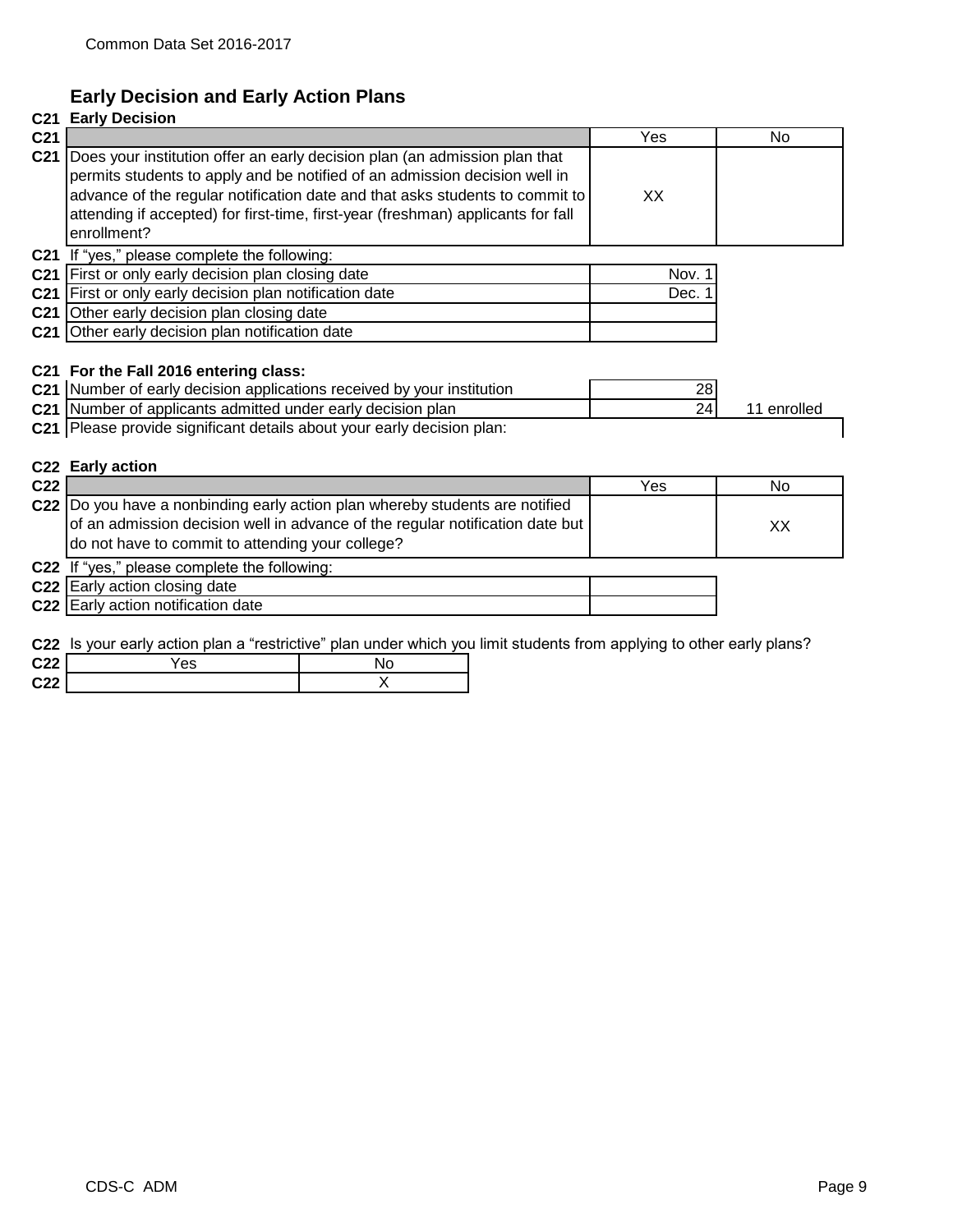## Early Decision and Early Action Plans

**C21 Early Decision**

| C21 | | Yes | No |
|---|---|---|---|
| C21 | Does your institution offer an early decision plan (an admission plan that permits students to apply and be notified of an admission decision well in advance of the regular notification date and that asks students to commit to attending if accepted) for first-time, first-year (freshman) applicants for fall enrollment? | XX | |

C21 If "yes," please complete the following:

| C21 | | |
|---|---|---|
| C21 | First or only early decision plan closing date | Nov. 1 |
| C21 | First or only early decision plan notification date | Dec. 1 |
| C21 | Other early decision plan closing date | |
| C21 | Other early decision plan notification date | |

**C21 For the Fall 2016 entering class:**

| C21 | | | |
|---|---|---|---|
| C21 | Number of early decision applications received by your institution | 28 | |
| C21 | Number of applicants admitted under early decision plan | 24 | 11 enrolled |
| C21 | Please provide significant details about your early decision plan: | | |

**C22 Early action**

| C22 | | Yes | No |
|---|---|---|---|
| C22 | Do you have a nonbinding early action plan whereby students are notified of an admission decision well in advance of the regular notification date but do not have to commit to attending your college? | | XX |

C22 If "yes," please complete the following:

| C22 | | |
|---|---|---|
| C22 | Early action closing date | |
| C22 | Early action notification date | |

C22 Is your early action plan a "restrictive" plan under which you limit students from applying to other early plans?

| C22 | Yes | No |
|---|---|---|
| C22 | | X |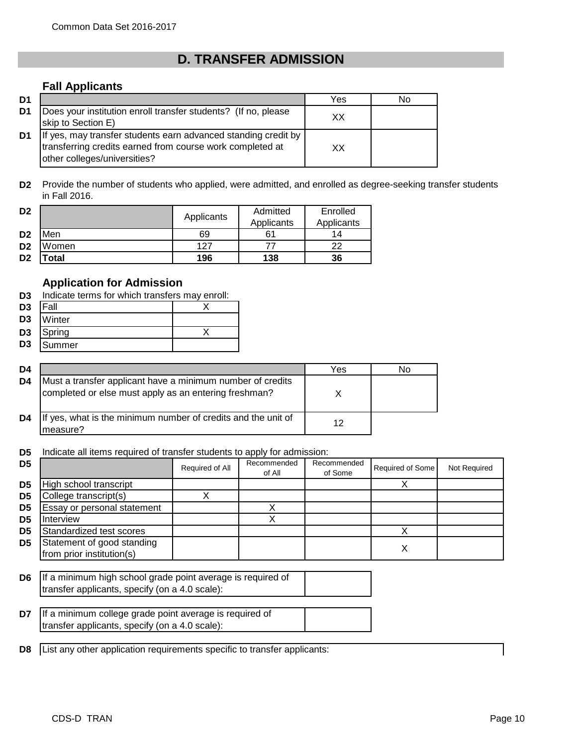## D. TRANSFER ADMISSION

### Fall Applicants

| D1 | | Yes | No |
|---|---|---|---|
| D1 | Does your institution enroll transfer students? (If no, please skip to Section E) | XX | |
| D1 | If yes, may transfer students earn advanced standing credit by transferring credits earned from course work completed at other colleges/universities? | XX | |

**D2** Provide the number of students who applied, were admitted, and enrolled as degree-seeking transfer students in Fall 2016.

| D2 | | Applicants | Admitted Applicants | Enrolled Applicants |
|---|---|---|---|---|
| D2 | Men | 69 | 61 | 14 |
| D2 | Women | 127 | 77 | 22 |
| D2 | **Total** | **196** | **138** | **36** |

### Application for Admission

**D3** Indicate terms for which transfers may enroll:

| D3 | Term | |
|---|---|---|
| D3 | Fall | X |
| D3 | Winter | |
| D3 | Spring | X |
| D3 | Summer | |

| D4 | | Yes | No |
|---|---|---|---|
| D4 | Must a transfer applicant have a minimum number of credits completed or else must apply as an entering freshman? | X | |
| D4 | If yes, what is the minimum number of credits and the unit of measure? | 12 | |

**D5** Indicate all items required of transfer students to apply for admission:

| D5 | | Required of All | Recommended of All | Recommended of Some | Required of Some | Not Required |
|---|---|---|---|---|---|---|
| D5 | High school transcript | | | | X | |
| D5 | College transcript(s) | X | | | | |
| D5 | Essay or personal statement | | X | | | |
| D5 | Interview | | X | | | |
| D5 | Standardized test scores | | | | X | |
| D5 | Statement of good standing from prior institution(s) | | | | X | |

| D6 | If a minimum high school grade point average is required of transfer applicants, specify (on a 4.0 scale): | |
|---|---|---|

| D7 | If a minimum college grade point average is required of transfer applicants, specify (on a 4.0 scale): | |
|---|---|---|

**D8** List any other application requirements specific to transfer applicants: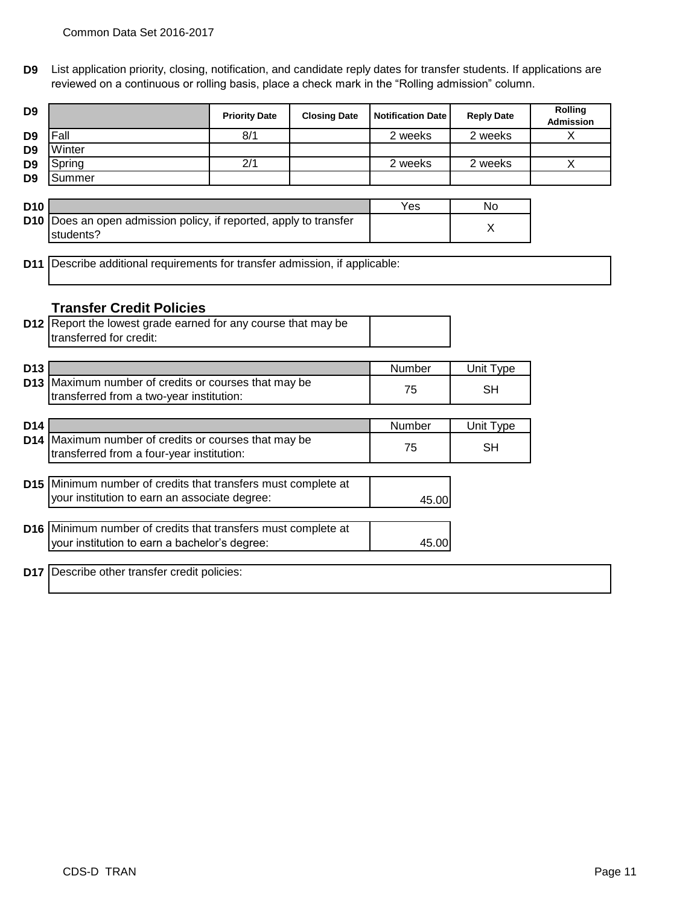**D9** List application priority, closing, notification, and candidate reply dates for transfer students. If applications are reviewed on a continuous or rolling basis, place a check mark in the "Rolling admission" column.

| | Priority Date | Closing Date | Notification Date | Reply Date | Rolling Admission |
|---|---|---|---|---|---|
| Fall | 8/1 | | 2 weeks | 2 weeks | X |
| Winter | | | | | |
| Spring | 2/1 | | 2 weeks | 2 weeks | X |
| Summer | | | | | |

| D10 | Yes | No |
|---|---|---|
| Does an open admission policy, if reported, apply to transfer students? | | X |

**D11** Describe additional requirements for transfer admission, if applicable:

### Transfer Credit Policies

| D12 | |
|---|---|
| Report the lowest grade earned for any course that may be transferred for credit: | |

| D13 | Number | Unit Type |
|---|---|---|
| Maximum number of credits or courses that may be transferred from a two-year institution: | 75 | SH |

| D14 | Number | Unit Type |
|---|---|---|
| Maximum number of credits or courses that may be transferred from a four-year institution: | 75 | SH |

| D15 | |
|---|---|
| Minimum number of credits that transfers must complete at your institution to earn an associate degree: | 45.00 |

| D16 | |
|---|---|
| Minimum number of credits that transfers must complete at your institution to earn a bachelor's degree: | 45.00 |

**D17** Describe other transfer credit policies: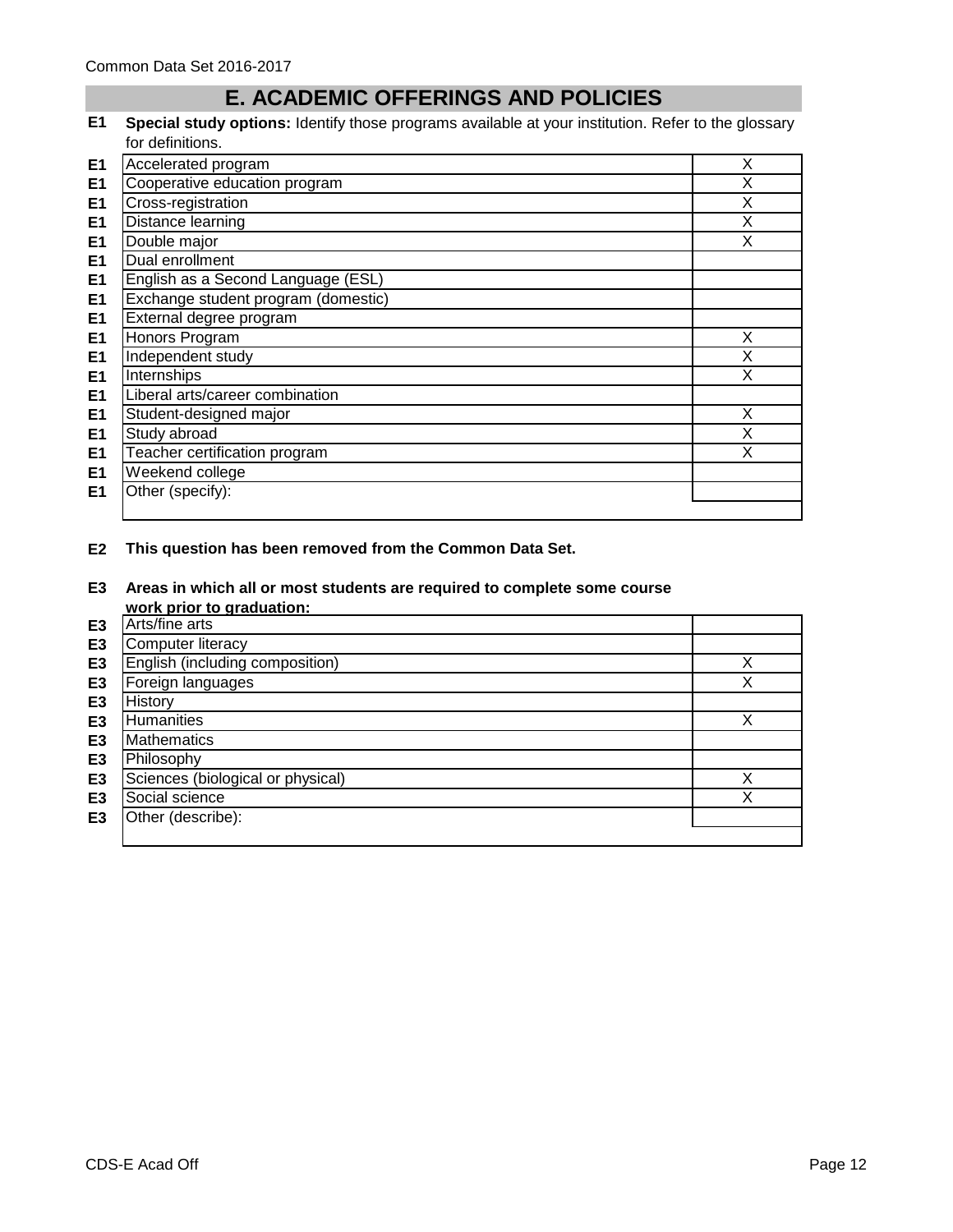# E. ACADEMIC OFFERINGS AND POLICIES

**E1** **Special study options:** Identify those programs available at your institution. Refer to the glossary for definitions.

| | Program | |
|---|---|---|
| E1 | Accelerated program | X |
| E1 | Cooperative education program | X |
| E1 | Cross-registration | X |
| E1 | Distance learning | X |
| E1 | Double major | X |
| E1 | Dual enrollment | |
| E1 | English as a Second Language (ESL) | |
| E1 | Exchange student program (domestic) | |
| E1 | External degree program | |
| E1 | Honors Program | X |
| E1 | Independent study | X |
| E1 | Internships | X |
| E1 | Liberal arts/career combination | |
| E1 | Student-designed major | X |
| E1 | Study abroad | X |
| E1 | Teacher certification program | X |
| E1 | Weekend college | |
| E1 | Other (specify): | |

**E2** **This question has been removed from the Common Data Set.**

**E3** **Areas in which all or most students are required to complete some course work prior to graduation:**

| | Area | |
|---|---|---|
| E3 | Arts/fine arts | |
| E3 | Computer literacy | |
| E3 | English (including composition) | X |
| E3 | Foreign languages | X |
| E3 | History | |
| E3 | Humanities | X |
| E3 | Mathematics | |
| E3 | Philosophy | |
| E3 | Sciences (biological or physical) | X |
| E3 | Social science | X |
| E3 | Other (describe): | |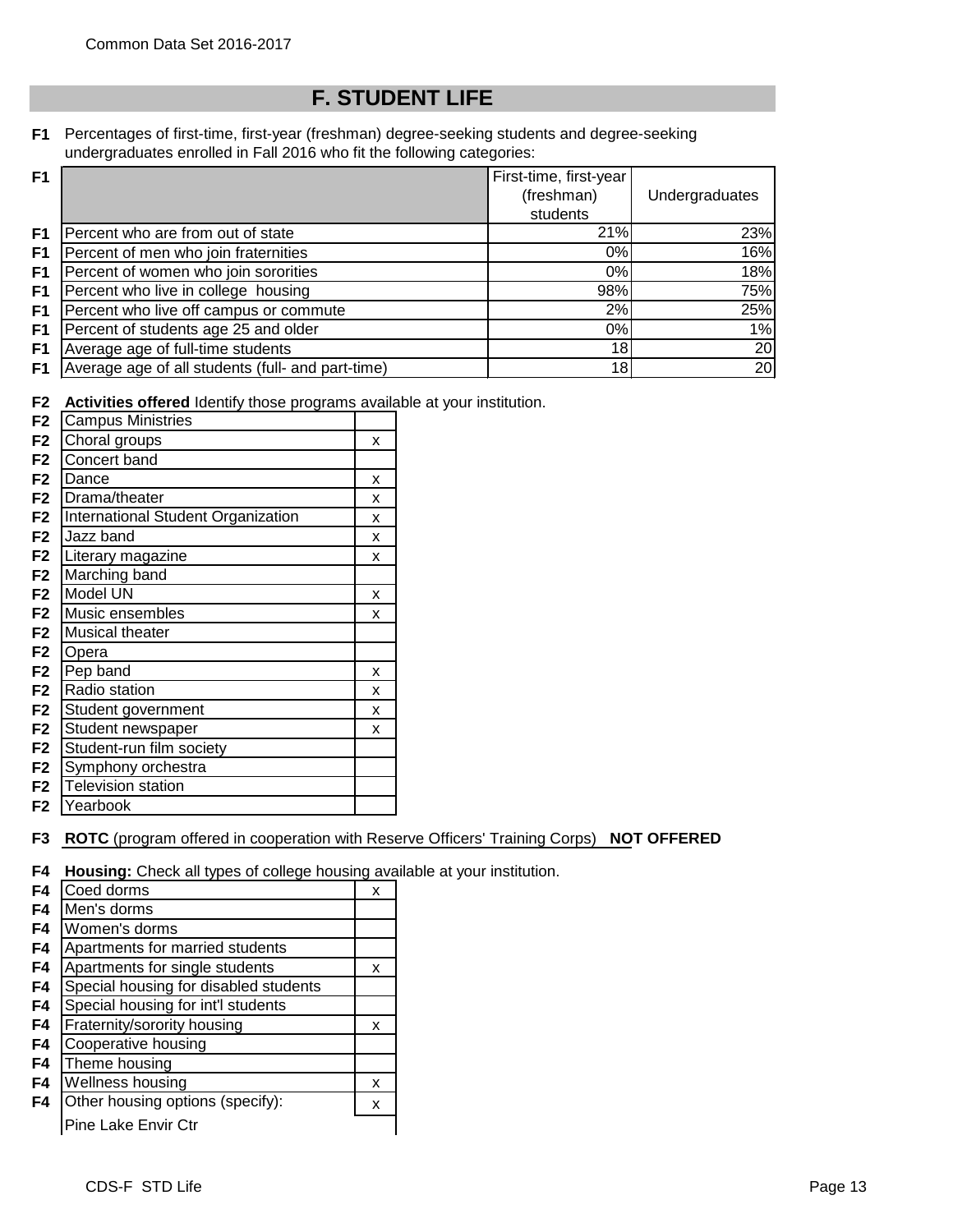# F. STUDENT LIFE

**F1** Percentages of first-time, first-year (freshman) degree-seeking students and degree-seeking undergraduates enrolled in Fall 2016 who fit the following categories:

| | | First-time, first-year (freshman) students | Undergraduates |
|---|---|---|---|
| F1 | Percent who are from out of state | 21% | 23% |
| F1 | Percent of men who join fraternities | 0% | 16% |
| F1 | Percent of women who join sororities | 0% | 18% |
| F1 | Percent who live in college housing | 98% | 75% |
| F1 | Percent who live off campus or commute | 2% | 25% |
| F1 | Percent of students age 25 and older | 0% | 1% |
| F1 | Average age of full-time students | 18 | 20 |
| F1 | Average age of all students (full- and part-time) | 18 | 20 |

**F2** **Activities offered** Identify those programs available at your institution.

| | Activity | |
|---|---|---|
| F2 | Campus Ministries | |
| F2 | Choral groups | x |
| F2 | Concert band | |
| F2 | Dance | x |
| F2 | Drama/theater | x |
| F2 | International Student Organization | x |
| F2 | Jazz band | x |
| F2 | Literary magazine | x |
| F2 | Marching band | |
| F2 | Model UN | x |
| F2 | Music ensembles | x |
| F2 | Musical theater | |
| F2 | Opera | |
| F2 | Pep band | x |
| F2 | Radio station | x |
| F2 | Student government | x |
| F2 | Student newspaper | x |
| F2 | Student-run film society | |
| F2 | Symphony orchestra | |
| F2 | Television station | |
| F2 | Yearbook | |

**F3** **ROTC** (program offered in cooperation with Reserve Officers' Training Corps) **NOT OFFERED**

**F4** **Housing:** Check all types of college housing available at your institution.

| | Housing | |
|---|---|---|
| F4 | Coed dorms | x |
| F4 | Men's dorms | |
| F4 | Women's dorms | |
| F4 | Apartments for married students | |
| F4 | Apartments for single students | x |
| F4 | Special housing for disabled students | |
| F4 | Special housing for int'l students | |
| F4 | Fraternity/sorority housing | x |
| F4 | Cooperative housing | |
| F4 | Theme housing | |
| F4 | Wellness housing | x |
| F4 | Other housing options (specify): | x |
| | Pine Lake Envir Ctr | |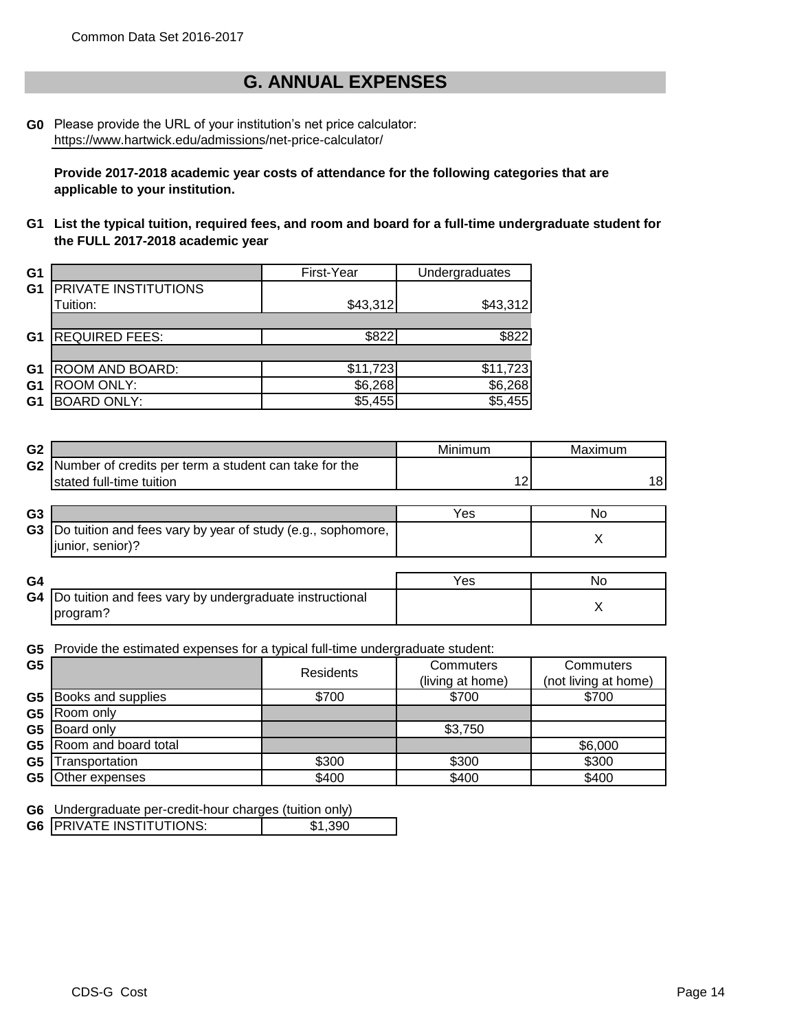## G. ANNUAL EXPENSES

**G0** Please provide the URL of your institution's net price calculator:
https://www.hartwick.edu/admissions/net-price-calculator/

**Provide 2017-2018 academic year costs of attendance for the following categories that are applicable to your institution.**

**G1 List the typical tuition, required fees, and room and board for a full-time undergraduate student for the FULL 2017-2018 academic year**

| | | First-Year | Undergraduates |
|---|---|---|---|
| G1 | PRIVATE INSTITUTIONS | | |
| | Tuition: | $43,312 | $43,312 |
| G1 | REQUIRED FEES: | $822 | $822 |
| G1 | ROOM AND BOARD: | $11,723 | $11,723 |
| G1 | ROOM ONLY: | $6,268 | $6,268 |
| G1 | BOARD ONLY: | $5,455 | $5,455 |

| | | Minimum | Maximum |
|---|---|---|---|
| G2 | Number of credits per term a student can take for the stated full-time tuition | 12 | 18 |

| | | Yes | No |
|---|---|---|---|
| G3 | Do tuition and fees vary by year of study (e.g., sophomore, junior, senior)? | | X |

| | | Yes | No |
|---|---|---|---|
| G4 | Do tuition and fees vary by undergraduate instructional program? | | X |

**G5** Provide the estimated expenses for a typical full-time undergraduate student:

| | | Residents | Commuters (living at home) | Commuters (not living at home) |
|---|---|---|---|---|
| G5 | Books and supplies | $700 | $700 | $700 |
| G5 | Room only | | | |
| G5 | Board only | | $3,750 | |
| G5 | Room and board total | | | $6,000 |
| G5 | Transportation | $300 | $300 | $300 |
| G5 | Other expenses | $400 | $400 | $400 |

**G6** Undergraduate per-credit-hour charges (tuition only)

| | | |
|---|---|---|
| G6 | PRIVATE INSTITUTIONS: | $1,390 |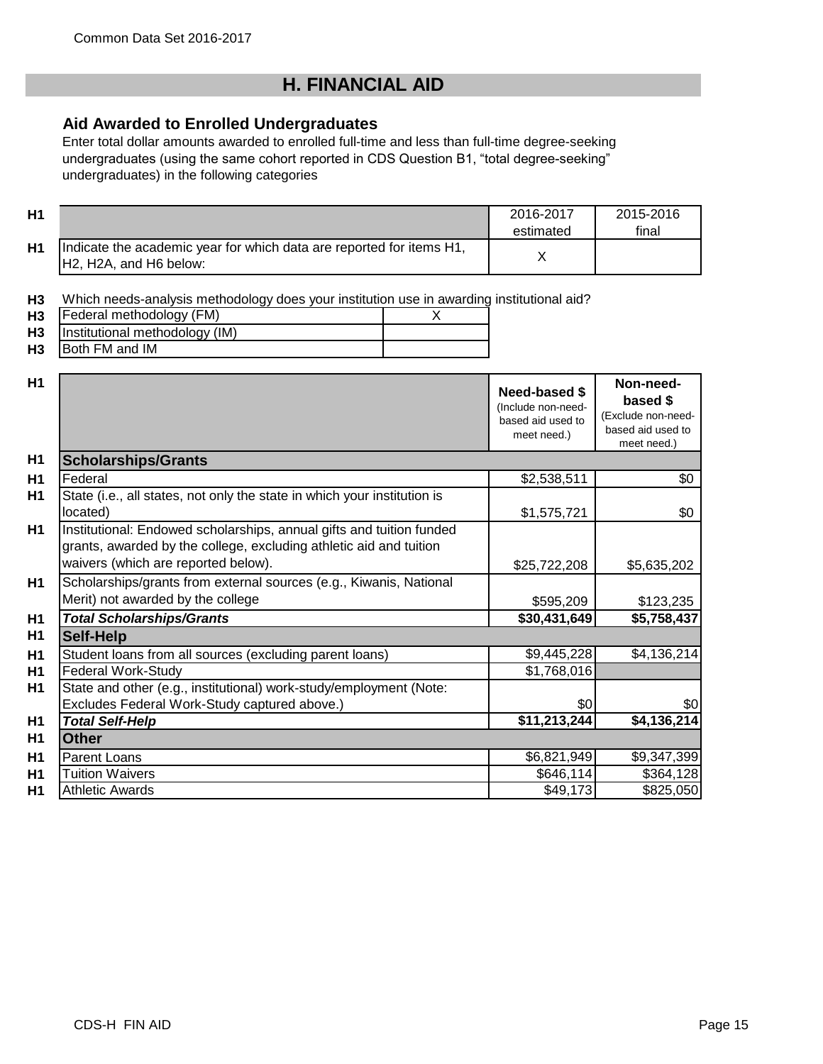## H. FINANCIAL AID

### Aid Awarded to Enrolled Undergraduates

Enter total dollar amounts awarded to enrolled full-time and less than full-time degree-seeking undergraduates (using the same cohort reported in CDS Question B1, "total degree-seeking" undergraduates) in the following categories

| | | 2016-2017 estimated | 2015-2016 final |
|---|---|---|---|
| H1 | Indicate the academic year for which data are reported for items H1, H2, H2A, and H6 below: | X | |

**H3** Which needs-analysis methodology does your institution use in awarding institutional aid?

| | | |
|---|---|---|
| H3 | Federal methodology (FM) | X |
| H3 | Institutional methodology (IM) | |
| H3 | Both FM and IM | |

| | | Need-based $ (Include non-need-based aid used to meet need.) | Non-need-based $ (Exclude non-need-based aid used to meet need.) |
|---|---|---|---|
| H1 | **Scholarships/Grants** | | |
| H1 | Federal | $2,538,511 | $0 |
| H1 | State (i.e., all states, not only the state in which your institution is located) | $1,575,721 | $0 |
| H1 | Institutional: Endowed scholarships, annual gifts and tuition funded grants, awarded by the college, excluding athletic aid and tuition waivers (which are reported below). | $25,722,208 | $5,635,202 |
| H1 | Scholarships/grants from external sources (e.g., Kiwanis, National Merit) not awarded by the college | $595,209 | $123,235 |
| H1 | ***Total Scholarships/Grants*** | **$30,431,649** | **$5,758,437** |
| H1 | **Self-Help** | | |
| H1 | Student loans from all sources (excluding parent loans) | $9,445,228 | $4,136,214 |
| H1 | Federal Work-Study | $1,768,016 | |
| H1 | State and other (e.g., institutional) work-study/employment (Note: Excludes Federal Work-Study captured above.) | $0 | $0 |
| H1 | ***Total Self-Help*** | **$11,213,244** | **$4,136,214** |
| H1 | **Other** | | |
| H1 | Parent Loans | $6,821,949 | $9,347,399 |
| H1 | Tuition Waivers | $646,114 | $364,128 |
| H1 | Athletic Awards | $49,173 | $825,050 |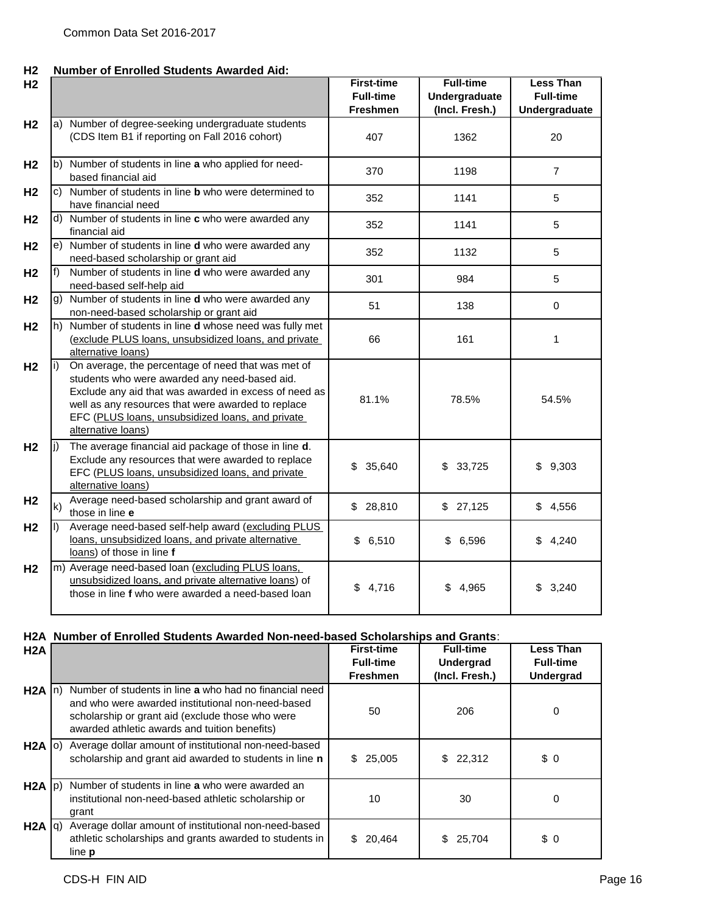## H2 Number of Enrolled Students Awarded Aid:

| | | | First-time Full-time Freshmen | Full-time Undergraduate (Incl. Fresh.) | Less Than Full-time Undergraduate |
|---|---|---|---|---|---|
| H2 | a) | Number of degree-seeking undergraduate students (CDS Item B1 if reporting on Fall 2016 cohort) | 407 | 1362 | 20 |
| H2 | b) | Number of students in line **a** who applied for need-based financial aid | 370 | 1198 | 7 |
| H2 | c) | Number of students in line **b** who were determined to have financial need | 352 | 1141 | 5 |
| H2 | d) | Number of students in line **c** who were awarded any financial aid | 352 | 1141 | 5 |
| H2 | e) | Number of students in line **d** who were awarded any need-based scholarship or grant aid | 352 | 1132 | 5 |
| H2 | f) | Number of students in line **d** who were awarded any need-based self-help aid | 301 | 984 | 5 |
| H2 | g) | Number of students in line **d** who were awarded any non-need-based scholarship or grant aid | 51 | 138 | 0 |
| H2 | h) | Number of students in line **d** whose need was fully met (exclude PLUS loans, unsubsidized loans, and private alternative loans) | 66 | 161 | 1 |
| H2 | i) | On average, the percentage of need that was met of students who were awarded any need-based aid. Exclude any aid that was awarded in excess of need as well as any resources that were awarded to replace EFC (PLUS loans, unsubsidized loans, and private alternative loans) | 81.1% | 78.5% | 54.5% |
| H2 | j) | The average financial aid package of those in line **d**. Exclude any resources that were awarded to replace EFC (PLUS loans, unsubsidized loans, and private alternative loans) | $ 35,640 | $ 33,725 | $ 9,303 |
| H2 | k) | Average need-based scholarship and grant award of those in line **e** | $ 28,810 | $ 27,125 | $ 4,556 |
| H2 | l) | Average need-based self-help award (excluding PLUS loans, unsubsidized loans, and private alternative loans) of those in line **f** | $ 6,510 | $ 6,596 | $ 4,240 |
| H2 | m) | Average need-based loan (excluding PLUS loans, unsubsidized loans, and private alternative loans) of those in line **f** who were awarded a need-based loan | $ 4,716 | $ 4,965 | $ 3,240 |

## H2A Number of Enrolled Students Awarded Non-need-based Scholarships and Grants:

| | | | First-time Full-time Freshmen | Full-time Undergrad (Incl. Fresh.) | Less Than Full-time Undergrad |
|---|---|---|---|---|---|
| H2A | n) | Number of students in line **a** who had no financial need and who were awarded institutional non-need-based scholarship or grant aid (exclude those who were awarded athletic awards and tuition benefits) | 50 | 206 | 0 |
| H2A | o) | Average dollar amount of institutional non-need-based scholarship and grant aid awarded to students in line **n** | $ 25,005 | $ 22,312 | $ 0 |
| H2A | p) | Number of students in line **a** who were awarded an institutional non-need-based athletic scholarship or grant | 10 | 30 | 0 |
| H2A | q) | Average dollar amount of institutional non-need-based athletic scholarships and grants awarded to students in line **p** | $ 20,464 | $ 25,704 | $ 0 |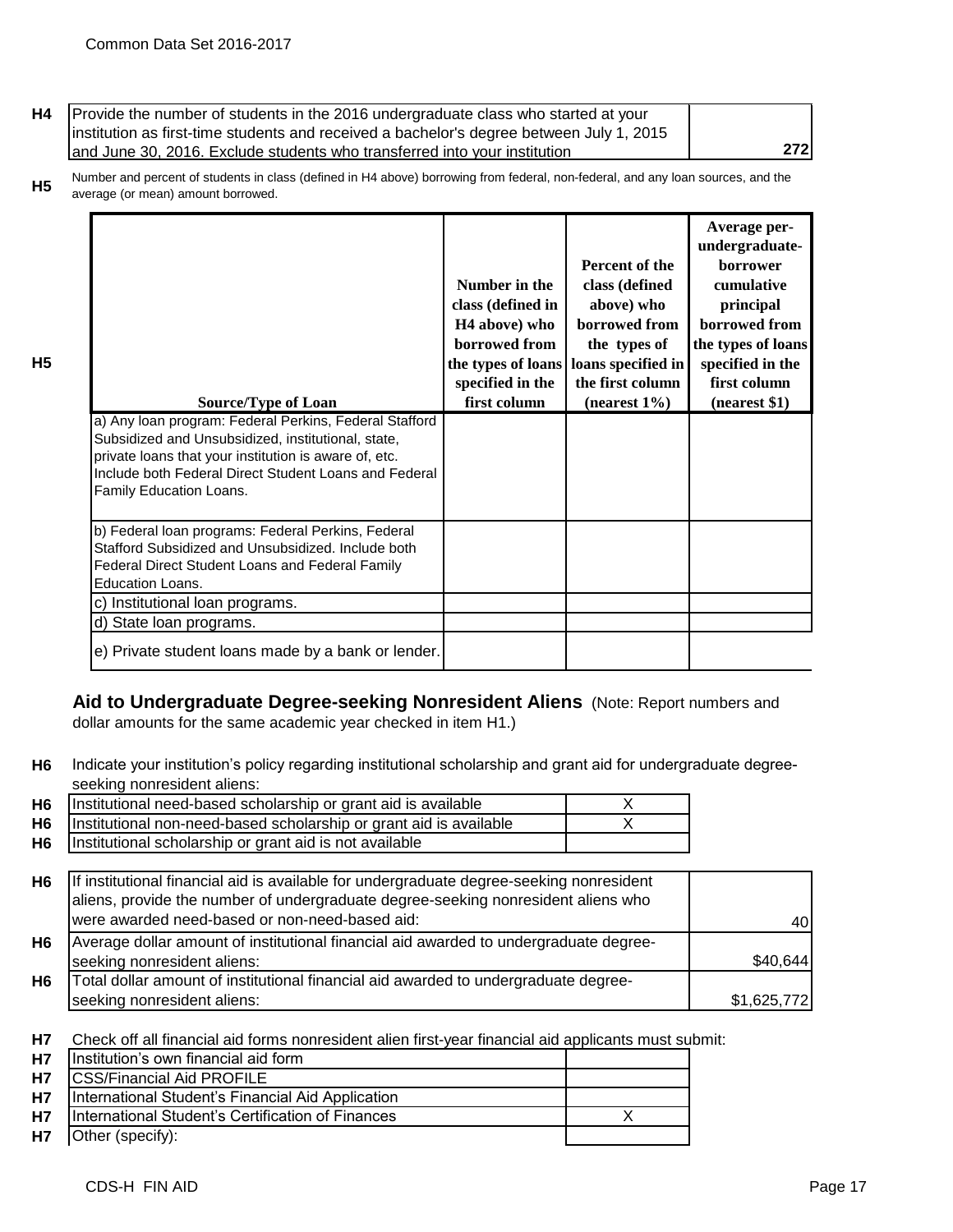| H4 | Provide the number of students in the 2016 undergraduate class who started at your institution as first-time students and received a bachelor's degree between July 1, 2015 and June 30, 2016. Exclude students who transferred into your institution | 272 |
|---|---|---|

**H5** Number and percent of students in class (defined in H4 above) borrowing from federal, non-federal, and any loan sources, and the average (or mean) amount borrowed.

| Source/Type of Loan | Number in the class (defined in H4 above) who borrowed from the types of loans specified in the first column | Percent of the class (defined above) who borrowed from the types of loans specified in the first column (nearest 1%) | Average per-undergraduate-borrower cumulative principal borrowed from the types of loans specified in the first column (nearest $1) |
|---|---|---|---|
| a) Any loan program: Federal Perkins, Federal Stafford Subsidized and Unsubsidized, institutional, state, private loans that your institution is aware of, etc. Include both Federal Direct Student Loans and Federal Family Education Loans. | | | |
| b) Federal loan programs: Federal Perkins, Federal Stafford Subsidized and Unsubsidized. Include both Federal Direct Student Loans and Federal Family Education Loans. | | | |
| c) Institutional loan programs. | | | |
| d) State loan programs. | | | |
| e) Private student loans made by a bank or lender. | | | |

## Aid to Undergraduate Degree-seeking Nonresident Aliens

(Note: Report numbers and dollar amounts for the same academic year checked in item H1.)

**H6** Indicate your institution's policy regarding institutional scholarship and grant aid for undergraduate degree-seeking nonresident aliens:

| | | |
|---|---|---|
| H6 | Institutional need-based scholarship or grant aid is available | X |
| H6 | Institutional non-need-based scholarship or grant aid is available | X |
| H6 | Institutional scholarship or grant aid is not available | |

| | | |
|---|---|---|
| H6 | If institutional financial aid is available for undergraduate degree-seeking nonresident aliens, provide the number of undergraduate degree-seeking nonresident aliens who were awarded need-based or non-need-based aid: | 40 |
| H6 | Average dollar amount of institutional financial aid awarded to undergraduate degree-seeking nonresident aliens: | $40,644 |
| H6 | Total dollar amount of institutional financial aid awarded to undergraduate degree-seeking nonresident aliens: | $1,625,772 |

**H7** Check off all financial aid forms nonresident alien first-year financial aid applicants must submit:

| | | |
|---|---|---|
| H7 | Institution's own financial aid form | |
| H7 | CSS/Financial Aid PROFILE | |
| H7 | International Student's Financial Aid Application | |
| H7 | International Student's Certification of Finances | X |
| H7 | Other (specify): | |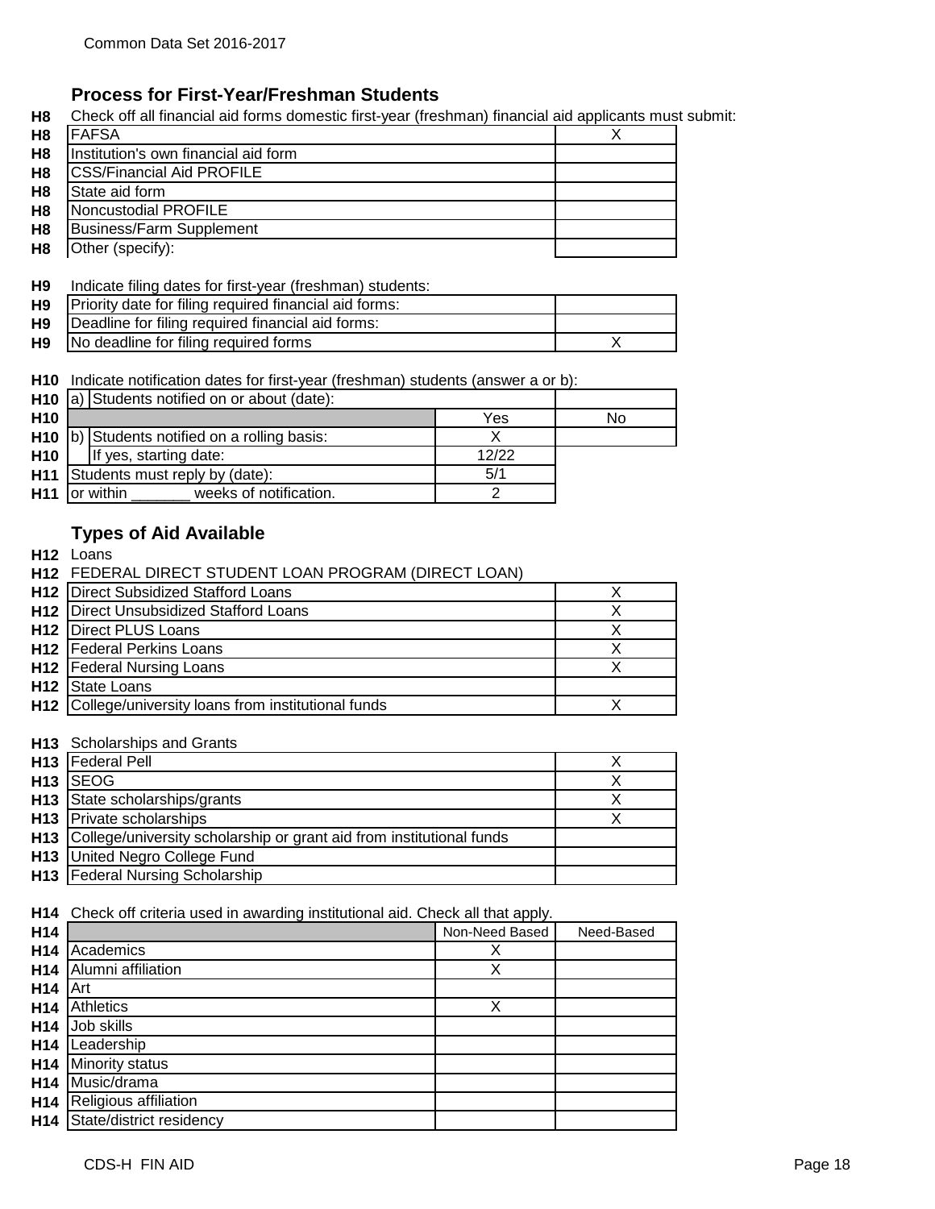Common Data Set 2016-2017

## Process for First-Year/Freshman Students

**H8** Check off all financial aid forms domestic first-year (freshman) financial aid applicants must submit:

| | | |
|---|---|---|
| H8 | FAFSA | X |
| H8 | Institution's own financial aid form | |
| H8 | CSS/Financial Aid PROFILE | |
| H8 | State aid form | |
| H8 | Noncustodial PROFILE | |
| H8 | Business/Farm Supplement | |
| H8 | Other (specify): | |

**H9** Indicate filing dates for first-year (freshman) students:

| | | |
|---|---|---|
| H9 | Priority date for filing required financial aid forms: | |
| H9 | Deadline for filing required financial aid forms: | |
| H9 | No deadline for filing required forms | X |

**H10** Indicate notification dates for first-year (freshman) students (answer a or b):

| | | | |
|---|---|---|---|
| H10 | a) Students notified on or about (date): | | |
| H10 | | Yes | No |
| H10 | b) Students notified on a rolling basis: | X | |
| H10 | If yes, starting date: | 12/22 | |
| H11 | Students must reply by (date): | 5/1 | |
| H11 | or within _______ weeks of notification. | 2 | |

## Types of Aid Available

**H12** Loans

**H12** FEDERAL DIRECT STUDENT LOAN PROGRAM (DIRECT LOAN)

| | | |
|---|---|---|
| H12 | Direct Subsidized Stafford Loans | X |
| H12 | Direct Unsubsidized Stafford Loans | X |
| H12 | Direct PLUS Loans | X |
| H12 | Federal Perkins Loans | X |
| H12 | Federal Nursing Loans | X |
| H12 | State Loans | |
| H12 | College/university loans from institutional funds | X |

**H13** Scholarships and Grants

| | | |
|---|---|---|
| H13 | Federal Pell | X |
| H13 | SEOG | X |
| H13 | State scholarships/grants | X |
| H13 | Private scholarships | X |
| H13 | College/university scholarship or grant aid from institutional funds | |
| H13 | United Negro College Fund | |
| H13 | Federal Nursing Scholarship | |

**H14** Check off criteria used in awarding institutional aid. Check all that apply.

| | | Non-Need Based | Need-Based |
|---|---|---|---|
| H14 | Academics | X | |
| H14 | Alumni affiliation | X | |
| H14 | Art | | |
| H14 | Athletics | X | |
| H14 | Job skills | | |
| H14 | Leadership | | |
| H14 | Minority status | | |
| H14 | Music/drama | | |
| H14 | Religious affiliation | | |
| H14 | State/district residency | | |

CDS-H FIN AID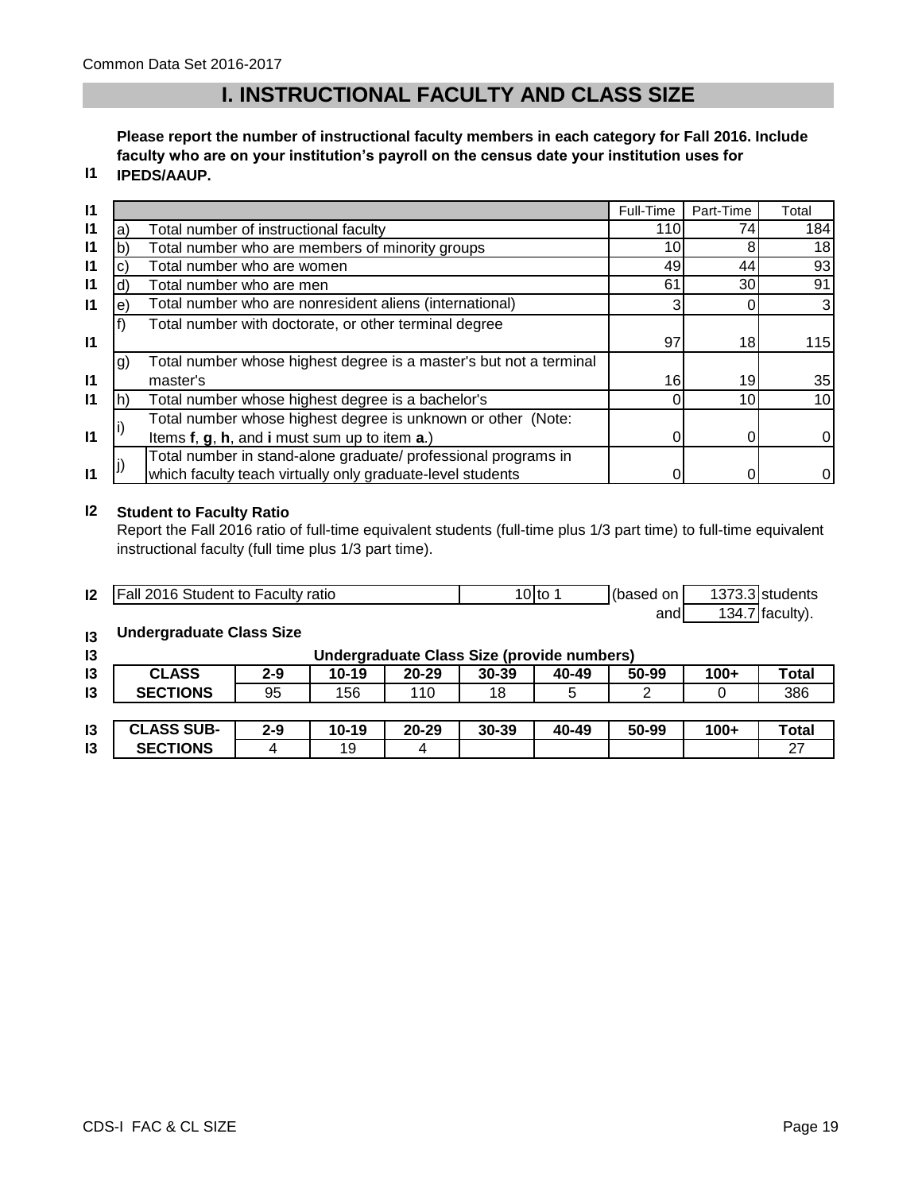# I. INSTRUCTIONAL FACULTY AND CLASS SIZE

**I1** **Please report the number of instructional faculty members in each category for Fall 2016. Include faculty who are on your institution's payroll on the census date your institution uses for IPEDS/AAUP.**

| | | | Full-Time | Part-Time | Total |
|---|---|---|---|---|---|
| I1 | a) | Total number of instructional faculty | 110 | 74 | 184 |
| I1 | b) | Total number who are members of minority groups | 10 | 8 | 18 |
| I1 | c) | Total number who are women | 49 | 44 | 93 |
| I1 | d) | Total number who are men | 61 | 30 | 91 |
| I1 | e) | Total number who are nonresident aliens (international) | 3 | 0 | 3 |
| I1 | f) | Total number with doctorate, or other terminal degree | 97 | 18 | 115 |
| I1 | g) | Total number whose highest degree is a master's but not a terminal master's | 16 | 19 | 35 |
| I1 | h) | Total number whose highest degree is a bachelor's | 0 | 10 | 10 |
| I1 | i) | Total number whose highest degree is unknown or other (Note: Items **f**, **g**, **h**, and **i** must sum up to item **a**.) | 0 | 0 | 0 |
| I1 | j) | Total number in stand-alone graduate/ professional programs in which faculty teach virtually only graduate-level students | 0 | 0 | 0 |

**I2** **Student to Faculty Ratio**

Report the Fall 2016 ratio of full-time equivalent students (full-time plus 1/3 part time) to full-time equivalent instructional faculty (full time plus 1/3 part time).

| I2 | Fall 2016 Student to Faculty ratio | 10 to 1 | (based on 1373.3 students and 134.7 faculty). |
|---|---|---|---|

**I3** **Undergraduate Class Size**

Undergraduate Class Size (provide numbers)

| CLASS SECTIONS | 2-9 | 10-19 | 20-29 | 30-39 | 40-49 | 50-99 | 100+ | Total |
|---|---|---|---|---|---|---|---|---|
| | 95 | 156 | 110 | 18 | 5 | 2 | 0 | 386 |

| CLASS SUB-SECTIONS | 2-9 | 10-19 | 20-29 | 30-39 | 40-49 | 50-99 | 100+ | Total |
|---|---|---|---|---|---|---|---|---|
| | 4 | 19 | 4 | | | | | 27 |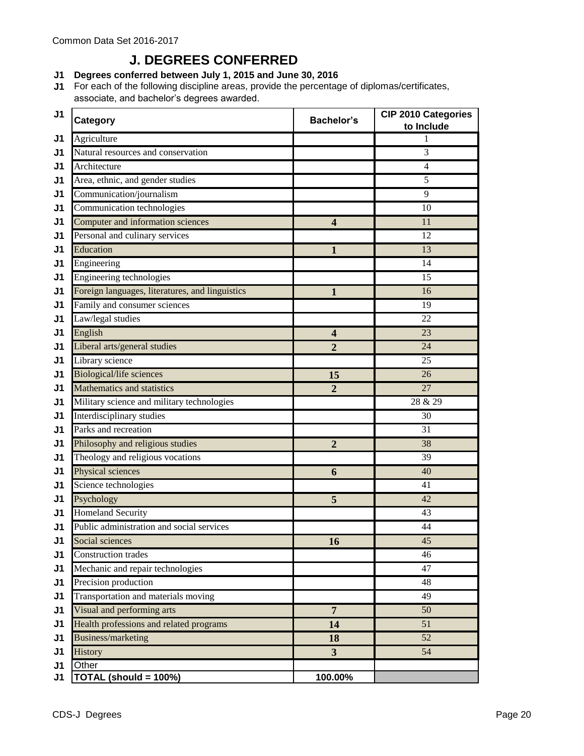Common Data Set 2016-2017

# J. DEGREES CONFERRED

**J1 Degrees conferred between July 1, 2015 and June 30, 2016**

J1 For each of the following discipline areas, provide the percentage of diplomas/certificates, associate, and bachelor's degrees awarded.

| | Category | Bachelor's | CIP 2010 Categories to Include |
|---|---|---|---|
| J1 | Agriculture | | 1 |
| J1 | Natural resources and conservation | | 3 |
| J1 | Architecture | | 4 |
| J1 | Area, ethnic, and gender studies | | 5 |
| J1 | Communication/journalism | | 9 |
| J1 | Communication technologies | | 10 |
| J1 | Computer and information sciences | **4** | 11 |
| J1 | Personal and culinary services | | 12 |
| J1 | Education | **1** | 13 |
| J1 | Engineering | | 14 |
| J1 | Engineering technologies | | 15 |
| J1 | Foreign languages, literatures, and linguistics | **1** | 16 |
| J1 | Family and consumer sciences | | 19 |
| J1 | Law/legal studies | | 22 |
| J1 | English | **4** | 23 |
| J1 | Liberal arts/general studies | **2** | 24 |
| J1 | Library science | | 25 |
| J1 | Biological/life sciences | **15** | 26 |
| J1 | Mathematics and statistics | **2** | 27 |
| J1 | Military science and military technologies | | 28 & 29 |
| J1 | Interdisciplinary studies | | 30 |
| J1 | Parks and recreation | | 31 |
| J1 | Philosophy and religious studies | **2** | 38 |
| J1 | Theology and religious vocations | | 39 |
| J1 | Physical sciences | **6** | 40 |
| J1 | Science technologies | | 41 |
| J1 | Psychology | **5** | 42 |
| J1 | Homeland Security | | 43 |
| J1 | Public administration and social services | | 44 |
| J1 | Social sciences | **16** | 45 |
| J1 | Construction trades | | 46 |
| J1 | Mechanic and repair technologies | | 47 |
| J1 | Precision production | | 48 |
| J1 | Transportation and materials moving | | 49 |
| J1 | Visual and performing arts | **7** | 50 |
| J1 | Health professions and related programs | **14** | 51 |
| J1 | Business/marketing | **18** | 52 |
| J1 | History | **3** | 54 |
| J1 | Other | | |
| J1 | **TOTAL (should = 100%)** | **100.00%** | |